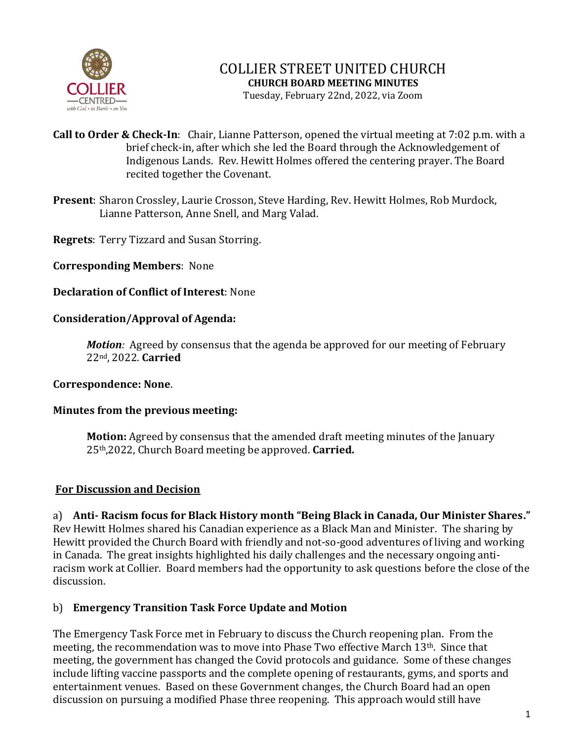# COLLIER STREET UNITED CHURCH
## CHURCH BOARD MEETING MINUTES

Tuesday, February 22nd, 2022, via Zoom

**Call to Order & Check-In**: Chair, Lianne Patterson, opened the virtual meeting at 7:02 p.m. with a brief check-in, after which she led the Board through the Acknowledgement of Indigenous Lands. Rev. Hewitt Holmes offered the centering prayer. The Board recited together the Covenant.

**Present**: Sharon Crossley, Laurie Crosson, Steve Harding, Rev. Hewitt Holmes, Rob Murdock, Lianne Patterson, Anne Snell, and Marg Valad.

**Regrets**: Terry Tizzard and Susan Storring.

**Corresponding Members**: None

**Declaration of Conflict of Interest**: None

**Consideration/Approval of Agenda:**

> ***Motion**:* Agreed by consensus that the agenda be approved for our meeting of February 22nd, 2022. **Carried**

**Correspondence: None**.

**Minutes from the previous meeting:**

> **Motion:** Agreed by consensus that the amended draft meeting minutes of the January 25th,2022, Church Board meeting be approved. **Carried.**

**For Discussion and Decision**

a) **Anti- Racism focus for Black History month "Being Black in Canada, Our Minister Shares."** Rev Hewitt Holmes shared his Canadian experience as a Black Man and Minister. The sharing by Hewitt provided the Church Board with friendly and not-so-good adventures of living and working in Canada. The great insights highlighted his daily challenges and the necessary ongoing anti-racism work at Collier. Board members had the opportunity to ask questions before the close of the discussion.

b) **Emergency Transition Task Force Update and Motion**

The Emergency Task Force met in February to discuss the Church reopening plan. From the meeting, the recommendation was to move into Phase Two effective March 13th. Since that meeting, the government has changed the Covid protocols and guidance. Some of these changes include lifting vaccine passports and the complete opening of restaurants, gyms, and sports and entertainment venues. Based on these Government changes, the Church Board had an open discussion on pursuing a modified Phase three reopening. This approach would still have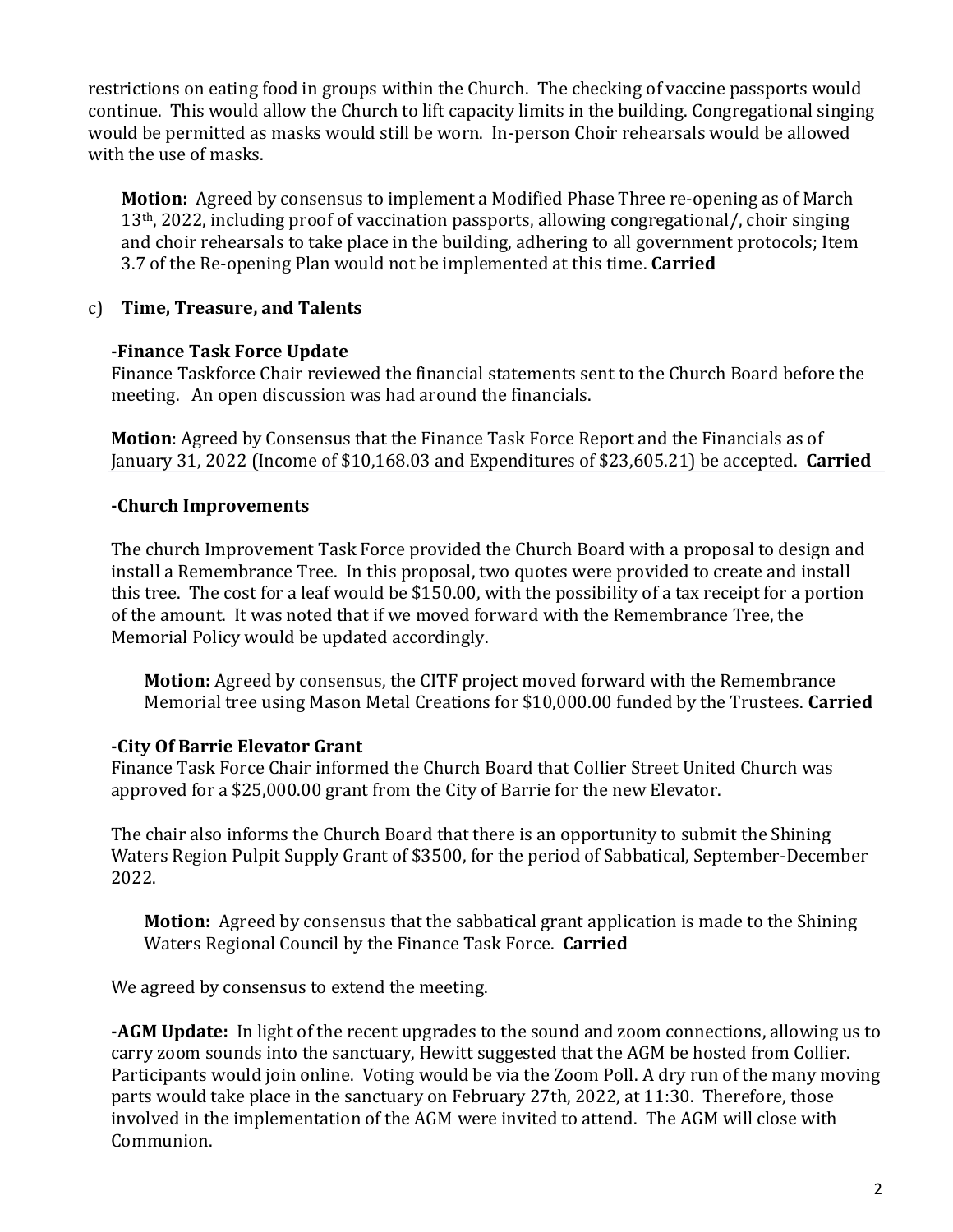restrictions on eating food in groups within the Church. The checking of vaccine passports would continue. This would allow the Church to lift capacity limits in the building. Congregational singing would be permitted as masks would still be worn. In-person Choir rehearsals would be allowed with the use of masks.

> **Motion:** Agreed by consensus to implement a Modified Phase Three re-opening as of March 13th, 2022, including proof of vaccination passports, allowing congregational/, choir singing and choir rehearsals to take place in the building, adhering to all government protocols; Item 3.7 of the Re-opening Plan would not be implemented at this time. **Carried**

c) **Time, Treasure, and Talents**

**-Finance Task Force Update**

Finance Taskforce Chair reviewed the financial statements sent to the Church Board before the meeting. An open discussion was had around the financials.

**Motion**: Agreed by Consensus that the Finance Task Force Report and the Financials as of January 31, 2022 (Income of $10,168.03 and Expenditures of $23,605.21) be accepted. **Carried**

**-Church Improvements**

The church Improvement Task Force provided the Church Board with a proposal to design and install a Remembrance Tree. In this proposal, two quotes were provided to create and install this tree. The cost for a leaf would be $150.00, with the possibility of a tax receipt for a portion of the amount. It was noted that if we moved forward with the Remembrance Tree, the Memorial Policy would be updated accordingly.

> **Motion:** Agreed by consensus, the CITF project moved forward with the Remembrance Memorial tree using Mason Metal Creations for $10,000.00 funded by the Trustees. **Carried**

**-City Of Barrie Elevator Grant**

Finance Task Force Chair informed the Church Board that Collier Street United Church was approved for a $25,000.00 grant from the City of Barrie for the new Elevator.

The chair also informs the Church Board that there is an opportunity to submit the Shining Waters Region Pulpit Supply Grant of $3500, for the period of Sabbatical, September-December 2022.

> **Motion:** Agreed by consensus that the sabbatical grant application is made to the Shining Waters Regional Council by the Finance Task Force. **Carried**

We agreed by consensus to extend the meeting.

**-AGM Update:** In light of the recent upgrades to the sound and zoom connections, allowing us to carry zoom sounds into the sanctuary, Hewitt suggested that the AGM be hosted from Collier. Participants would join online. Voting would be via the Zoom Poll. A dry run of the many moving parts would take place in the sanctuary on February 27th, 2022, at 11:30. Therefore, those involved in the implementation of the AGM were invited to attend. The AGM will close with Communion.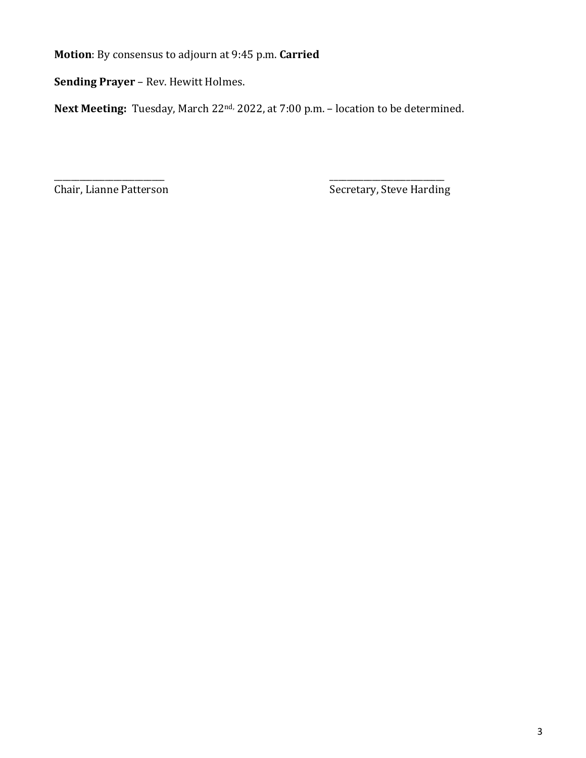**Motion**: By consensus to adjourn at 9:45 p.m. **Carried**

**Sending Prayer** – Rev. Hewitt Holmes.

**Next Meeting:** Tuesday, March 22nd, 2022, at 7:00 p.m. – location to be determined.

\_\_\_\_\_\_\_\_\_\_\_\_\_\_\_\_\_\_\_\_\_\_\_\_\_\_\_\_
Chair, Lianne Patterson

\_\_\_\_\_\_\_\_\_\_\_\_\_\_\_\_\_\_\_\_\_\_\_\_\_\_\_\_
Secretary, Steve Harding